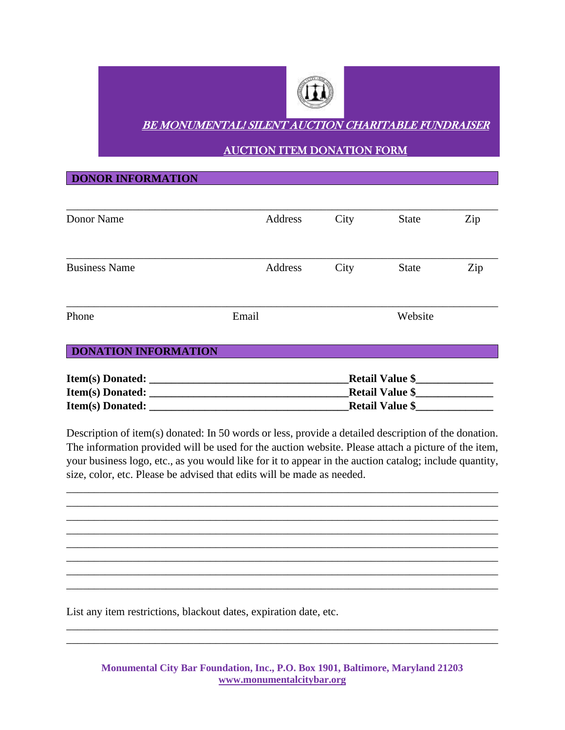# *BE MONUMENTAL! SILENT AUCTION CHARITABLE FUNDRAISER*

## AUCTION ITEM DONATION FORM

## DONOR INFORMATION

______________________________________________________________________________

Donor Name                                  Address          City          State          Zip

______________________________________________________________________________

Business Name                               Address          City          State          Zip

______________________________________________________________________________

Phone                           Email                           Website

## DONATION INFORMATION

**Item(s) Donated: ____________________________________Retail Value $_____________**
**Item(s) Donated: ____________________________________Retail Value $_____________**
**Item(s) Donated: ____________________________________Retail Value $_____________**

Description of item(s) donated: In 50 words or less, provide a detailed description of the donation. The information provided will be used for the auction website. Please attach a picture of the item, your business logo, etc., as you would like for it to appear in the auction catalog; include quantity, size, color, etc. Please be advised that edits will be made as needed.

______________________________________________________________________________
______________________________________________________________________________
______________________________________________________________________________
______________________________________________________________________________
______________________________________________________________________________
______________________________________________________________________________
______________________________________________________________________________
______________________________________________________________________________

List any item restrictions, blackout dates, expiration date, etc.

______________________________________________________________________________
______________________________________________________________________________

**Monumental City Bar Foundation, Inc., P.O. Box 1901, Baltimore, Maryland 21203**
**www.monumentalcitybar.org**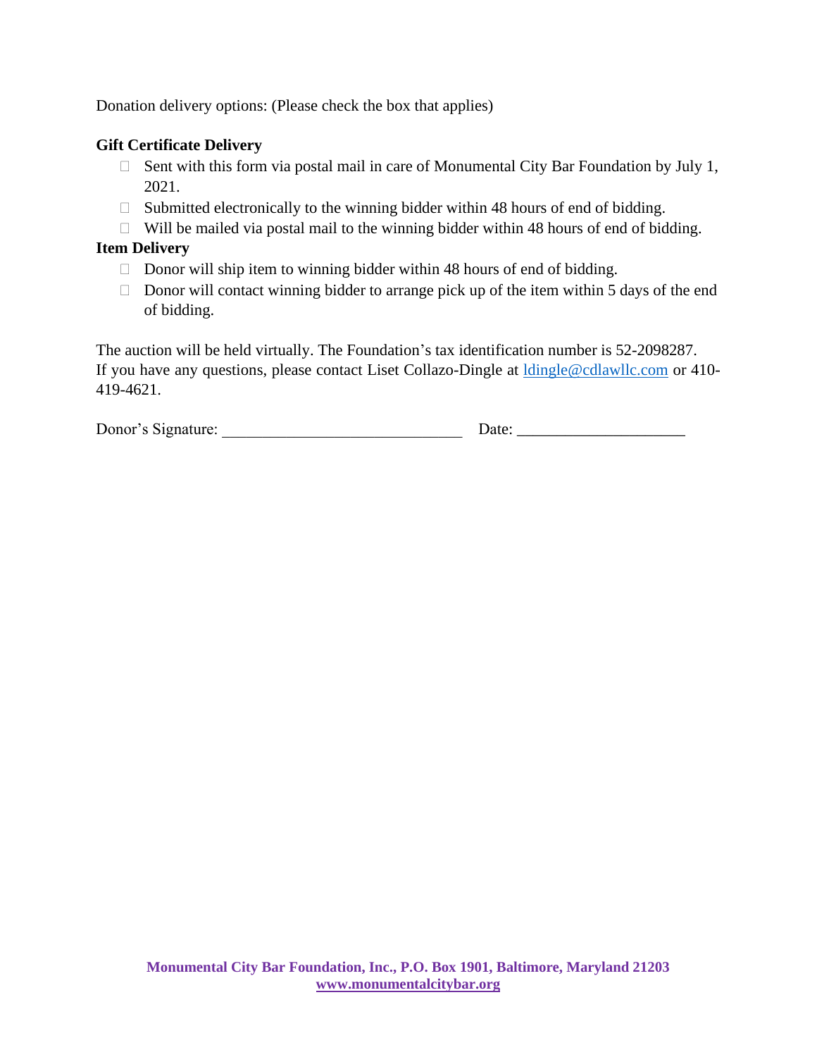Donation delivery options: (Please check the box that applies)

**Gift Certificate Delivery**

- ☐ Sent with this form via postal mail in care of Monumental City Bar Foundation by July 1, 2021.
- ☐ Submitted electronically to the winning bidder within 48 hours of end of bidding.
- ☐ Will be mailed via postal mail to the winning bidder within 48 hours of end of bidding.

**Item Delivery**

- ☐ Donor will ship item to winning bidder within 48 hours of end of bidding.
- ☐ Donor will contact winning bidder to arrange pick up of the item within 5 days of the end of bidding.

The auction will be held virtually. The Foundation's tax identification number is 52-2098287. If you have any questions, please contact Liset Collazo-Dingle at ldingle@cdlawllc.com or 410-419-4621.

Donor's Signature: ______________________________ Date: ____________________

**Monumental City Bar Foundation, Inc., P.O. Box 1901, Baltimore, Maryland 21203**
**www.monumentalcitybar.org**